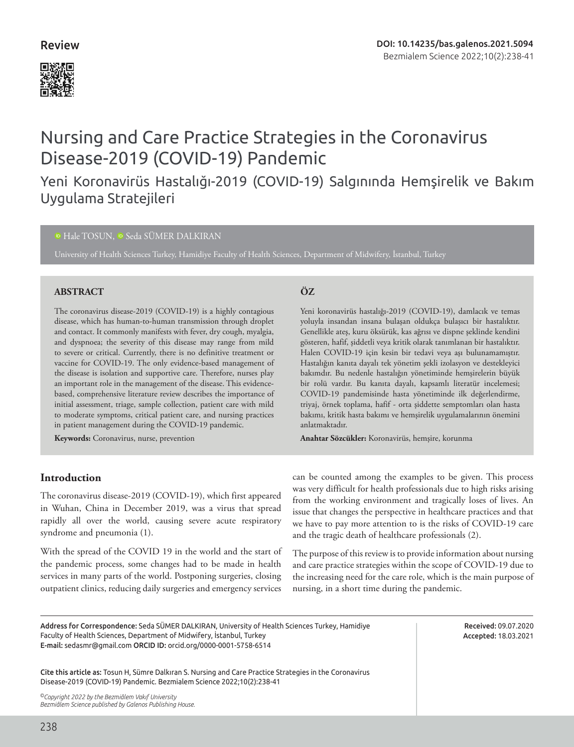Review

DOI: 10.14235/bas.galenos.2021.5094

# Nursing and Care Practice Strategies in the Coronavirus Disease-2019 (COVID-19) Pandemic

## Yeni Koronavirüs Hastalığı-2019 (COVID-19) Salgınında Hemşirelik ve Bakım Uygulama Stratejileri

Hale TOSUN, Seda SÜMER DALKIRAN

University of Health Sciences Turkey, Hamidiye Faculty of Health Sciences, Department of Midwifery, İstanbul, Turkey

### ABSTRACT

The coronavirus disease-2019 (COVID-19) is a highly contagious disease, which has human-to-human transmission through droplet and contact. It commonly manifests with fever, dry cough, myalgia, and dyspnoea; the severity of this disease may range from mild to severe or critical. Currently, there is no definitive treatment or vaccine for COVID-19. The only evidence-based management of the disease is isolation and supportive care. Therefore, nurses play an important role in the management of the disease. This evidence-based, comprehensive literature review describes the importance of initial assessment, triage, sample collection, patient care with mild to moderate symptoms, critical patient care, and nursing practices in patient management during the COVID-19 pandemic.

**Keywords:** Coronavirus, nurse, prevention

### ÖZ

Yeni koronavirüs hastalığı-2019 (COVID-19), damlacık ve temas yoluyla insandan insana bulaşan oldukça bulaşıcı bir hastalıktır. Genellikle ateş, kuru öksürük, kas ağrısı ve dispne şeklinde kendini gösteren, hafif, şiddetli veya kritik olarak tanımlanan bir hastalıktır. Halen COVID-19 için kesin bir tedavi veya aşı bulunamamıştır. Hastalığın kanıta dayalı tek yönetim şekli izolasyon ve destekleyici bakımdır. Bu nedenle hastalığın yönetiminde hemşirelerin büyük bir rolü vardır. Bu kanıta dayalı, kapsamlı literatür incelemesi; COVID-19 pandemisinde hasta yönetiminde ilk değerlendirme, triyaj, örnek toplama, hafif - orta şiddette semptomları olan hasta bakımı, kritik hasta bakımı ve hemşirelik uygulamalarının önemini anlatmaktadır.

**Anahtar Sözcükler:** Koronavirüs, hemşire, korunma

## Introduction

The coronavirus disease-2019 (COVID-19), which first appeared in Wuhan, China in December 2019, was a virus that spread rapidly all over the world, causing severe acute respiratory syndrome and pneumonia (1).

With the spread of the COVID 19 in the world and the start of the pandemic process, some changes had to be made in health services in many parts of the world. Postponing surgeries, closing outpatient clinics, reducing daily surgeries and emergency services can be counted among the examples to be given. This process was very difficult for health professionals due to high risks arising from the working environment and tragically loses of lives. An issue that changes the perspective in healthcare practices and that we have to pay more attention to is the risks of COVID-19 care and the tragic death of healthcare professionals (2).

The purpose of this review is to provide information about nursing and care practice strategies within the scope of COVID-19 due to the increasing need for the care role, which is the main purpose of nursing, in a short time during the pandemic.

Address for Correspondence: Seda SÜMER DALKIRAN, University of Health Sciences Turkey, Hamidiye Faculty of Health Sciences, Department of Midwifery, İstanbul, Turkey
E-mail: sedasmr@gmail.com ORCID ID: orcid.org/0000-0001-5758-6514

Received: 09.07.2020
Accepted: 18.03.2021

Cite this article as: Tosun H, Sümre Dalkıran S. Nursing and Care Practice Strategies in the Coronavirus Disease-2019 (COVID-19) Pandemic. Bezmialem Science 2022;10(2):238-41

*©Copyright 2022 by the Bezmiâlem Vakıf University*
*Bezmiâlem Science published by Galenos Publishing House.*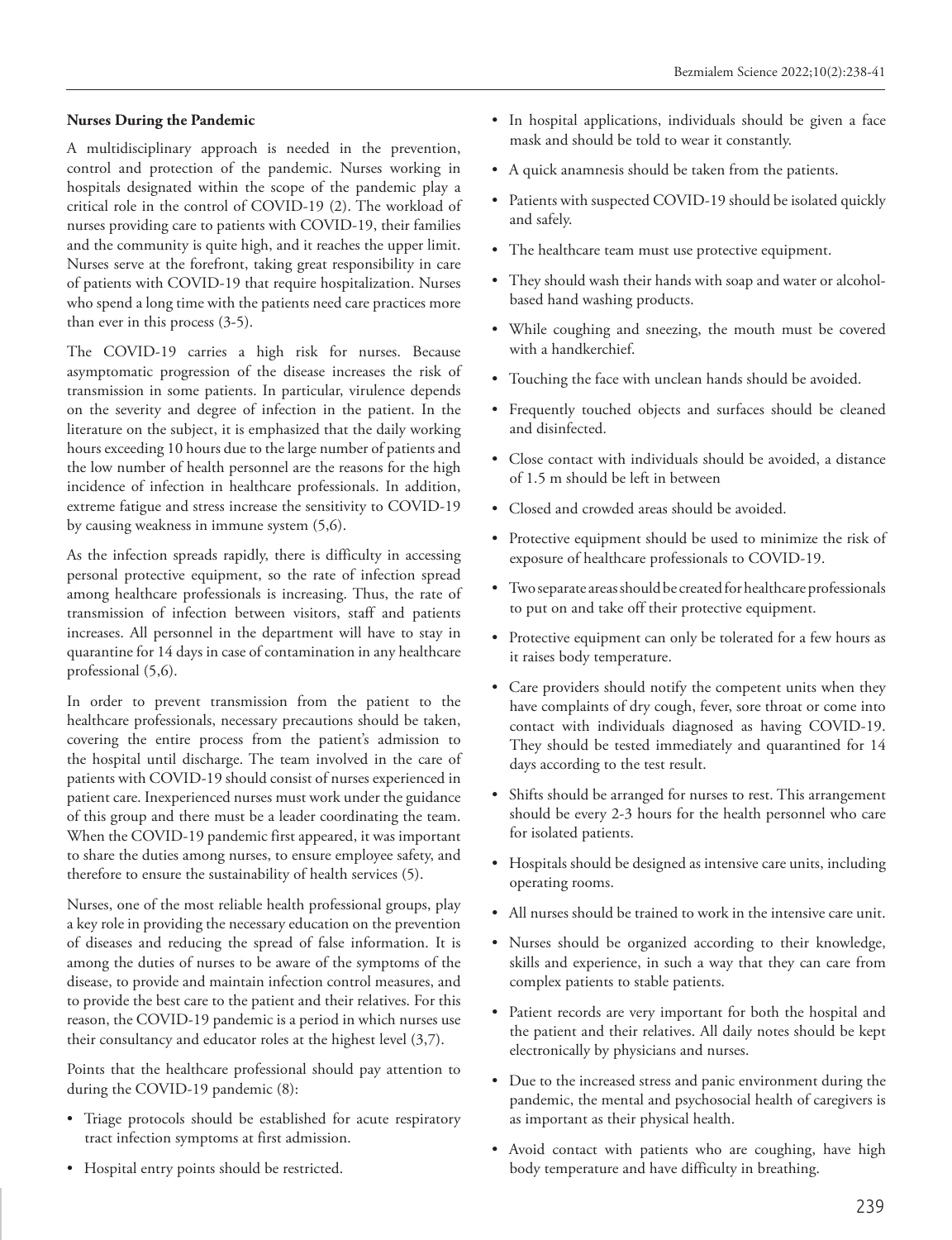**Nurses During the Pandemic**

A multidisciplinary approach is needed in the prevention, control and protection of the pandemic. Nurses working in hospitals designated within the scope of the pandemic play a critical role in the control of COVID-19 (2). The workload of nurses providing care to patients with COVID-19, their families and the community is quite high, and it reaches the upper limit. Nurses serve at the forefront, taking great responsibility in care of patients with COVID-19 that require hospitalization. Nurses who spend a long time with the patients need care practices more than ever in this process (3-5).

The COVID-19 carries a high risk for nurses. Because asymptomatic progression of the disease increases the risk of transmission in some patients. In particular, virulence depends on the severity and degree of infection in the patient. In the literature on the subject, it is emphasized that the daily working hours exceeding 10 hours due to the large number of patients and the low number of health personnel are the reasons for the high incidence of infection in healthcare professionals. In addition, extreme fatigue and stress increase the sensitivity to COVID-19 by causing weakness in immune system (5,6).

As the infection spreads rapidly, there is difficulty in accessing personal protective equipment, so the rate of infection spread among healthcare professionals is increasing. Thus, the rate of transmission of infection between visitors, staff and patients increases. All personnel in the department will have to stay in quarantine for 14 days in case of contamination in any healthcare professional (5,6).

In order to prevent transmission from the patient to the healthcare professionals, necessary precautions should be taken, covering the entire process from the patient's admission to the hospital until discharge. The team involved in the care of patients with COVID-19 should consist of nurses experienced in patient care. Inexperienced nurses must work under the guidance of this group and there must be a leader coordinating the team. When the COVID-19 pandemic first appeared, it was important to share the duties among nurses, to ensure employee safety, and therefore to ensure the sustainability of health services (5).

Nurses, one of the most reliable health professional groups, play a key role in providing the necessary education on the prevention of diseases and reducing the spread of false information. It is among the duties of nurses to be aware of the symptoms of the disease, to provide and maintain infection control measures, and to provide the best care to the patient and their relatives. For this reason, the COVID-19 pandemic is a period in which nurses use their consultancy and educator roles at the highest level (3,7).

Points that the healthcare professional should pay attention to during the COVID-19 pandemic (8):

- Triage protocols should be established for acute respiratory tract infection symptoms at first admission.
- Hospital entry points should be restricted.
- In hospital applications, individuals should be given a face mask and should be told to wear it constantly.
- A quick anamnesis should be taken from the patients.
- Patients with suspected COVID-19 should be isolated quickly and safely.
- The healthcare team must use protective equipment.
- They should wash their hands with soap and water or alcohol-based hand washing products.
- While coughing and sneezing, the mouth must be covered with a handkerchief.
- Touching the face with unclean hands should be avoided.
- Frequently touched objects and surfaces should be cleaned and disinfected.
- Close contact with individuals should be avoided, a distance of 1.5 m should be left in between
- Closed and crowded areas should be avoided.
- Protective equipment should be used to minimize the risk of exposure of healthcare professionals to COVID-19.
- Two separate areas should be created for healthcare professionals to put on and take off their protective equipment.
- Protective equipment can only be tolerated for a few hours as it raises body temperature.
- Care providers should notify the competent units when they have complaints of dry cough, fever, sore throat or come into contact with individuals diagnosed as having COVID-19. They should be tested immediately and quarantined for 14 days according to the test result.
- Shifts should be arranged for nurses to rest. This arrangement should be every 2-3 hours for the health personnel who care for isolated patients.
- Hospitals should be designed as intensive care units, including operating rooms.
- All nurses should be trained to work in the intensive care unit.
- Nurses should be organized according to their knowledge, skills and experience, in such a way that they can care from complex patients to stable patients.
- Patient records are very important for both the hospital and the patient and their relatives. All daily notes should be kept electronically by physicians and nurses.
- Due to the increased stress and panic environment during the pandemic, the mental and psychosocial health of caregivers is as important as their physical health.
- Avoid contact with patients who are coughing, have high body temperature and have difficulty in breathing.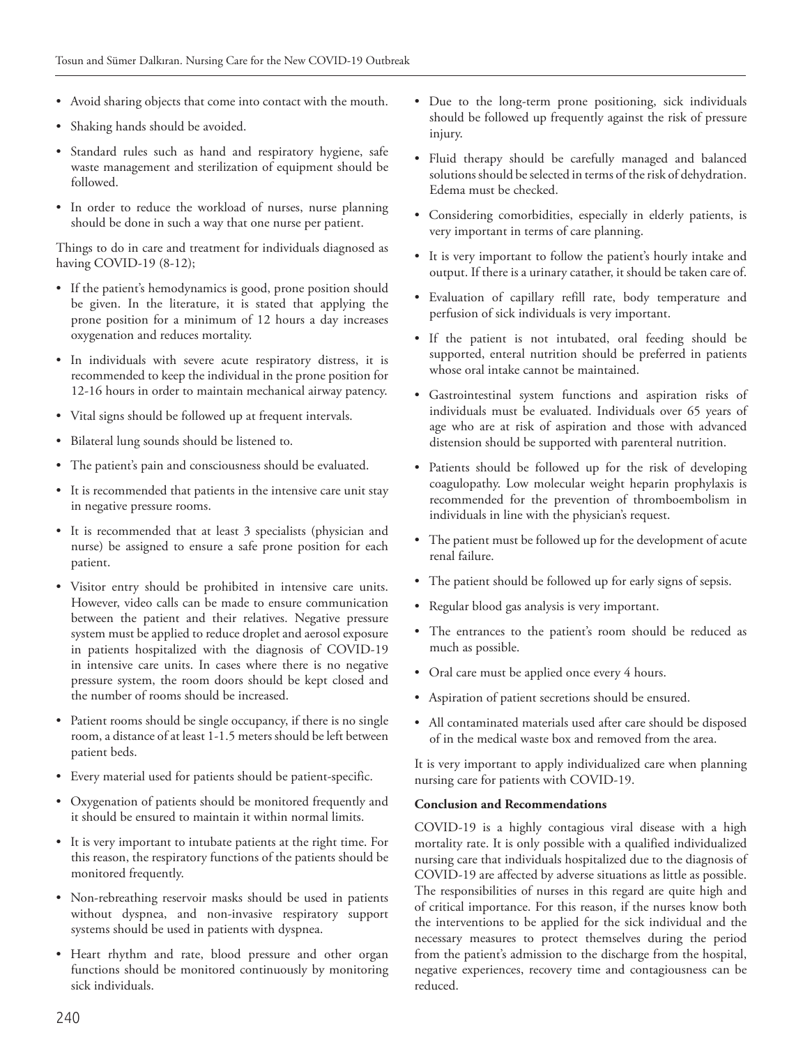- Avoid sharing objects that come into contact with the mouth.
- Shaking hands should be avoided.
- Standard rules such as hand and respiratory hygiene, safe waste management and sterilization of equipment should be followed.
- In order to reduce the workload of nurses, nurse planning should be done in such a way that one nurse per patient.

Things to do in care and treatment for individuals diagnosed as having COVID-19 (8-12);

- If the patient's hemodynamics is good, prone position should be given. In the literature, it is stated that applying the prone position for a minimum of 12 hours a day increases oxygenation and reduces mortality.
- In individuals with severe acute respiratory distress, it is recommended to keep the individual in the prone position for 12-16 hours in order to maintain mechanical airway patency.
- Vital signs should be followed up at frequent intervals.
- Bilateral lung sounds should be listened to.
- The patient's pain and consciousness should be evaluated.
- It is recommended that patients in the intensive care unit stay in negative pressure rooms.
- It is recommended that at least 3 specialists (physician and nurse) be assigned to ensure a safe prone position for each patient.
- Visitor entry should be prohibited in intensive care units. However, video calls can be made to ensure communication between the patient and their relatives. Negative pressure system must be applied to reduce droplet and aerosol exposure in patients hospitalized with the diagnosis of COVID-19 in intensive care units. In cases where there is no negative pressure system, the room doors should be kept closed and the number of rooms should be increased.
- Patient rooms should be single occupancy, if there is no single room, a distance of at least 1-1.5 meters should be left between patient beds.
- Every material used for patients should be patient-specific.
- Oxygenation of patients should be monitored frequently and it should be ensured to maintain it within normal limits.
- It is very important to intubate patients at the right time. For this reason, the respiratory functions of the patients should be monitored frequently.
- Non-rebreathing reservoir masks should be used in patients without dyspnea, and non-invasive respiratory support systems should be used in patients with dyspnea.
- Heart rhythm and rate, blood pressure and other organ functions should be monitored continuously by monitoring sick individuals.
- Due to the long-term prone positioning, sick individuals should be followed up frequently against the risk of pressure injury.
- Fluid therapy should be carefully managed and balanced solutions should be selected in terms of the risk of dehydration. Edema must be checked.
- Considering comorbidities, especially in elderly patients, is very important in terms of care planning.
- It is very important to follow the patient's hourly intake and output. If there is a urinary catather, it should be taken care of.
- Evaluation of capillary refill rate, body temperature and perfusion of sick individuals is very important.
- If the patient is not intubated, oral feeding should be supported, enteral nutrition should be preferred in patients whose oral intake cannot be maintained.
- Gastrointestinal system functions and aspiration risks of individuals must be evaluated. Individuals over 65 years of age who are at risk of aspiration and those with advanced distension should be supported with parenteral nutrition.
- Patients should be followed up for the risk of developing coagulopathy. Low molecular weight heparin prophylaxis is recommended for the prevention of thromboembolism in individuals in line with the physician's request.
- The patient must be followed up for the development of acute renal failure.
- The patient should be followed up for early signs of sepsis.
- Regular blood gas analysis is very important.
- The entrances to the patient's room should be reduced as much as possible.
- Oral care must be applied once every 4 hours.
- Aspiration of patient secretions should be ensured.
- All contaminated materials used after care should be disposed of in the medical waste box and removed from the area.

It is very important to apply individualized care when planning nursing care for patients with COVID-19.

**Conclusion and Recommendations**

COVID-19 is a highly contagious viral disease with a high mortality rate. It is only possible with a qualified individualized nursing care that individuals hospitalized due to the diagnosis of COVID-19 are affected by adverse situations as little as possible. The responsibilities of nurses in this regard are quite high and of critical importance. For this reason, if the nurses know both the interventions to be applied for the sick individual and the necessary measures to protect themselves during the period from the patient's admission to the discharge from the hospital, negative experiences, recovery time and contagiousness can be reduced.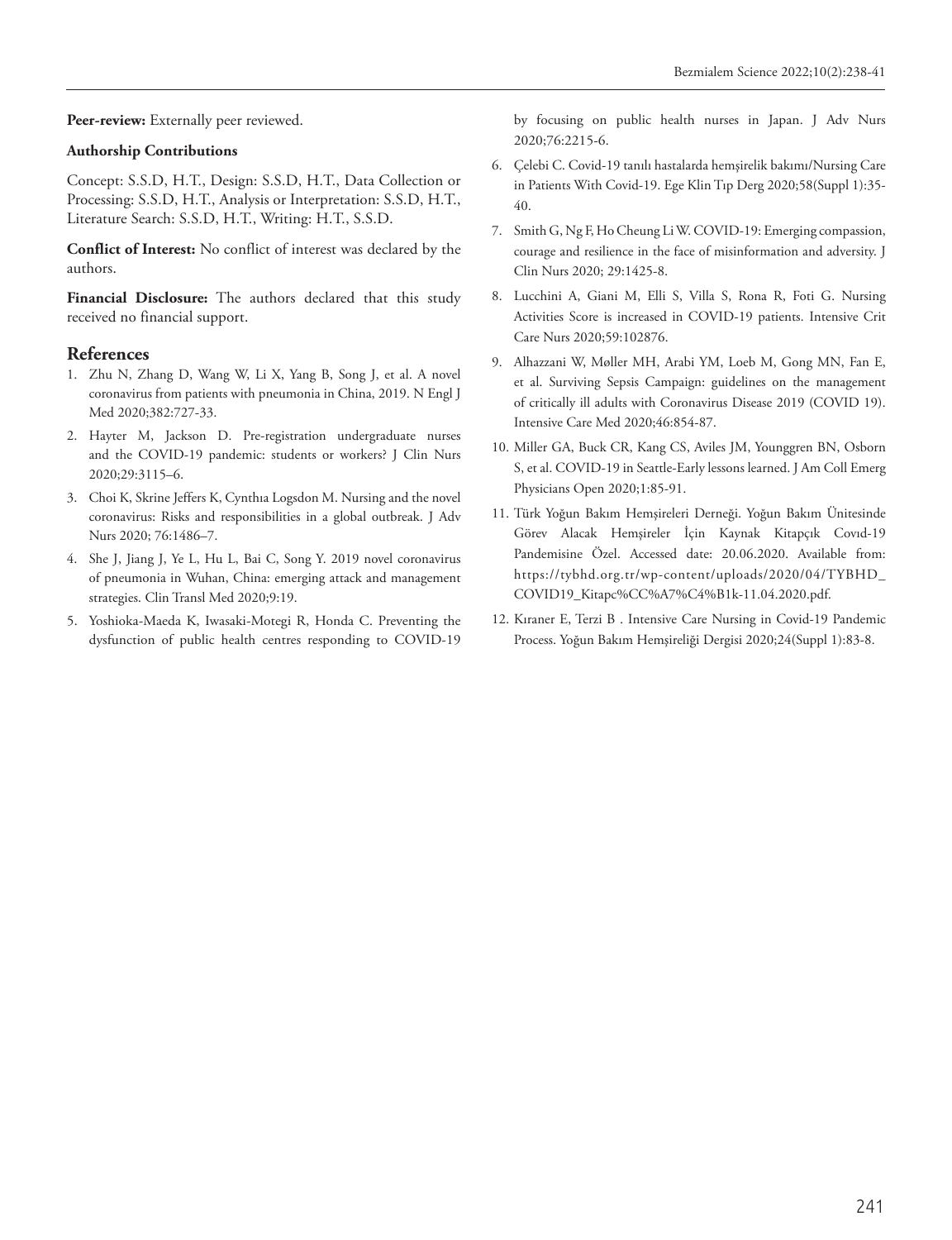**Peer-review:** Externally peer reviewed.

**Authorship Contributions**

Concept: S.S.D, H.T., Design: S.S.D, H.T., Data Collection or Processing: S.S.D, H.T., Analysis or Interpretation: S.S.D, H.T., Literature Search: S.S.D, H.T., Writing: H.T., S.S.D.

**Conflict of Interest:** No conflict of interest was declared by the authors.

**Financial Disclosure:** The authors declared that this study received no financial support.

## References

1. Zhu N, Zhang D, Wang W, Li X, Yang B, Song J, et al. A novel coronavirus from patients with pneumonia in China, 2019. N Engl J Med 2020;382:727-33.
2. Hayter M, Jackson D. Pre-registration undergraduate nurses and the COVID-19 pandemic: students or workers? J Clin Nurs 2020;29:3115–6.
3. Choi K, Skrine Jeffers K, Cynthıa Logsdon M. Nursing and the novel coronavirus: Risks and responsibilities in a global outbreak. J Adv Nurs 2020; 76:1486–7.
4. She J, Jiang J, Ye L, Hu L, Bai C, Song Y. 2019 novel coronavirus of pneumonia in Wuhan, China: emerging attack and management strategies. Clin Transl Med 2020;9:19.
5. Yoshioka-Maeda K, Iwasaki-Motegi R, Honda C. Preventing the dysfunction of public health centres responding to COVID-19 by focusing on public health nurses in Japan. J Adv Nurs 2020;76:2215-6.
6. Çelebi C. Covid-19 tanılı hastalarda hemşirelik bakımı/Nursing Care in Patients With Covid-19. Ege Klin Tıp Derg 2020;58(Suppl 1):35-40.
7. Smith G, Ng F, Ho Cheung Li W. COVID-19: Emerging compassion, courage and resilience in the face of misinformation and adversity. J Clin Nurs 2020; 29:1425-8.
8. Lucchini A, Giani M, Elli S, Villa S, Rona R, Foti G. Nursing Activities Score is increased in COVID-19 patients. Intensive Crit Care Nurs 2020;59:102876.
9. Alhazzani W, Møller MH, Arabi YM, Loeb M, Gong MN, Fan E, et al. Surviving Sepsis Campaign: guidelines on the management of critically ill adults with Coronavirus Disease 2019 (COVID 19). Intensive Care Med 2020;46:854-87.
10. Miller GA, Buck CR, Kang CS, Aviles JM, Younggren BN, Osborn S, et al. COVID-19 in Seattle-Early lessons learned. J Am Coll Emerg Physicians Open 2020;1:85-91.
11. Türk Yoğun Bakım Hemşireleri Derneği. Yoğun Bakım Ünitesinde Görev Alacak Hemşireler İçin Kaynak Kitapçık Covıd-19 Pandemisine Özel. Accessed date: 20.06.2020. Available from: https://tybhd.org.tr/wp-content/uploads/2020/04/TYBHD_COVID19_Kitapc%CC%A7%C4%B1k-11.04.2020.pdf.
12. Kıraner E, Terzi B . Intensive Care Nursing in Covid-19 Pandemic Process. Yoğun Bakım Hemşireliği Dergisi 2020;24(Suppl 1):83-8.